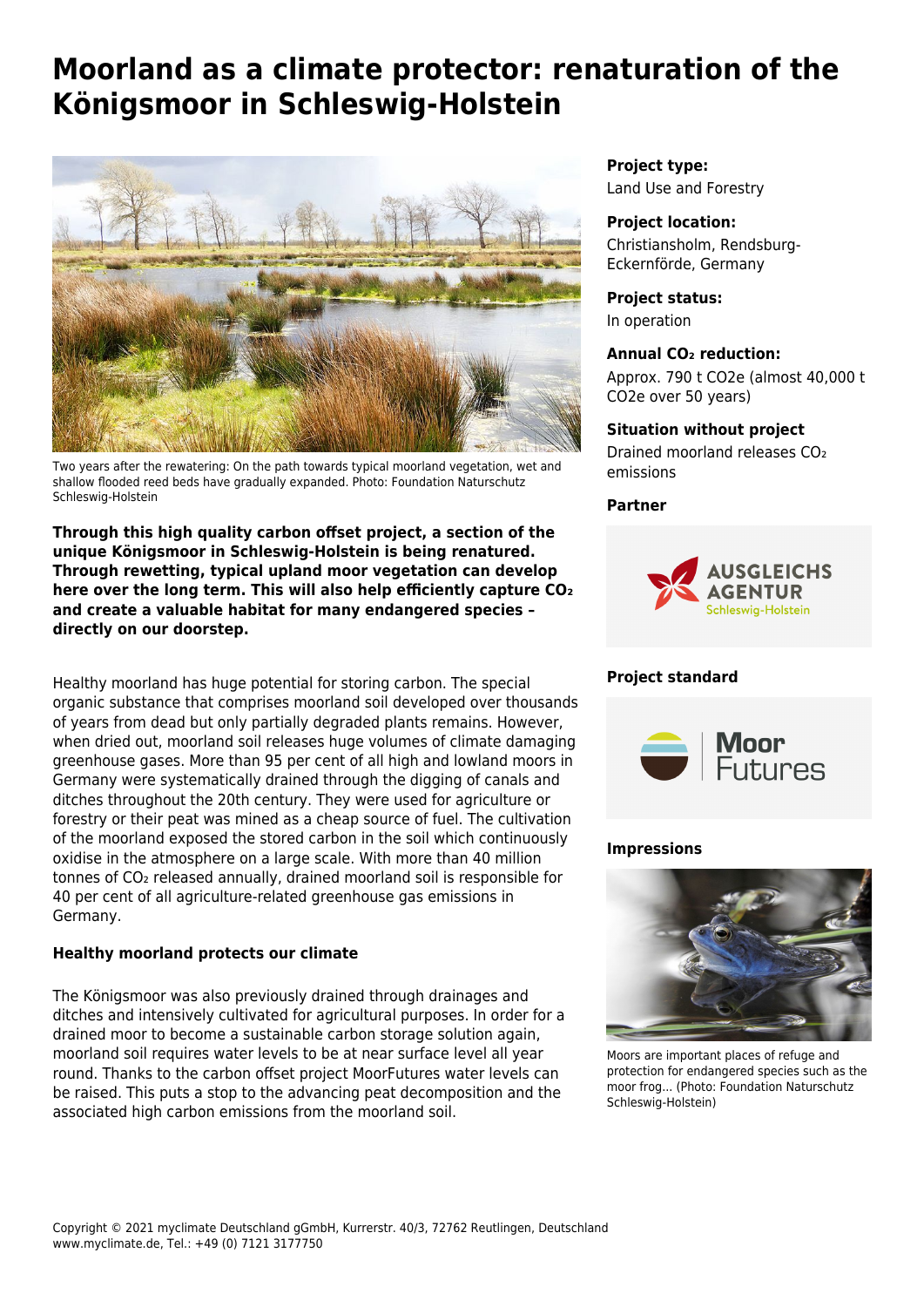# Moorland as a climate protector: renaturation of the Königsmoor in Schleswig-Holstein

Two years after the rewatering: On the path towards typical moorland vegetation, wet and shallow flooded reed beds have gradually expanded. Photo: Foundation Naturschutz Schleswig-Holstein

**Through this high quality carbon offset project, a section of the unique Königsmoor in Schleswig-Holstein is being renatured. Through rewetting, typical upland moor vegetation can develop here over the long term. This will also help efficiently capture $CO_2$ and create a valuable habitat for many endangered species – directly on our doorstep.**

Healthy moorland has huge potential for storing carbon. The special organic substance that comprises moorland soil developed over thousands of years from dead but only partially degraded plants remains. However, when dried out, moorland soil releases huge volumes of climate damaging greenhouse gases. More than 95 per cent of all high and lowland moors in Germany were systematically drained through the digging of canals and ditches throughout the 20th century. They were used for agriculture or forestry or their peat was mined as a cheap source of fuel. The cultivation of the moorland exposed the stored carbon in the soil which continuously oxidise in the atmosphere on a large scale. With more than 40 million tonnes of $CO_2$ released annually, drained moorland soil is responsible for 40 per cent of all agriculture-related greenhouse gas emissions in Germany.

### Healthy moorland protects our climate

The Königsmoor was also previously drained through drainages and ditches and intensively cultivated for agricultural purposes. In order for a drained moor to become a sustainable carbon storage solution again, moorland soil requires water levels to be at near surface level all year round. Thanks to the carbon offset project MoorFutures water levels can be raised. This puts a stop to the advancing peat decomposition and the associated high carbon emissions from the moorland soil.

**Project type:**
Land Use and Forestry

**Project location:**
Christiansholm, Rendsburg-Eckernförde, Germany

**Project status:**
In operation

**Annual $CO_2$ reduction:**
Approx. 790 t CO2e (almost 40,000 t CO2e over 50 years)

**Situation without project**
Drained moorland releases $CO_2$ emissions

**Partner**

AUSGLEICHS AGENTUR Schleswig-Holstein

**Project standard**

Moor Futures

**Impressions**

Moors are important places of refuge and protection for endangered species such as the moor frog... (Photo: Foundation Naturschutz Schleswig-Holstein)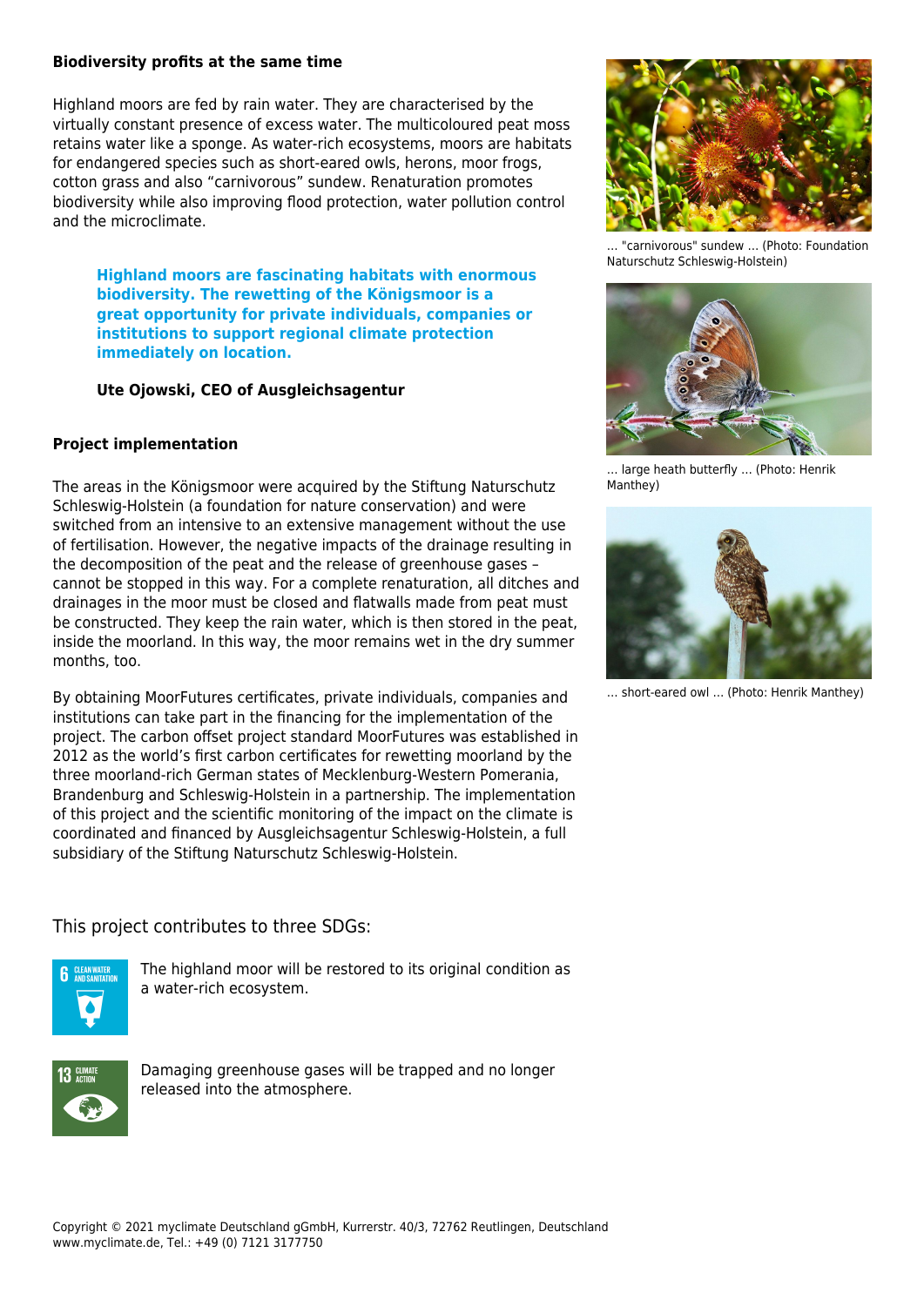### Biodiversity profits at the same time

Highland moors are fed by rain water. They are characterised by the virtually constant presence of excess water. The multicoloured peat moss retains water like a sponge. As water-rich ecosystems, moors are habitats for endangered species such as short-eared owls, herons, moor frogs, cotton grass and also "carnivorous" sundew. Renaturation promotes biodiversity while also improving flood protection, water pollution control and the microclimate.

> **Highland moors are fascinating habitats with enormous biodiversity. The rewetting of the Königsmoor is a great opportunity for private individuals, companies or institutions to support regional climate protection immediately on location.**
>
> **Ute Ojowski, CEO of Ausgleichsagentur**

### Project implementation

The areas in the Königsmoor were acquired by the Stiftung Naturschutz Schleswig-Holstein (a foundation for nature conservation) and were switched from an intensive to an extensive management without the use of fertilisation. However, the negative impacts of the drainage resulting in the decomposition of the peat and the release of greenhouse gases – cannot be stopped in this way. For a complete renaturation, all ditches and drainages in the moor must be closed and flatwalls made from peat must be constructed. They keep the rain water, which is then stored in the peat, inside the moorland. In this way, the moor remains wet in the dry summer months, too.

By obtaining MoorFutures certificates, private individuals, companies and institutions can take part in the financing for the implementation of the project. The carbon offset project standard MoorFutures was established in 2012 as the world's first carbon certificates for rewetting moorland by the three moorland-rich German states of Mecklenburg-Western Pomerania, Brandenburg and Schleswig-Holstein in a partnership. The implementation of this project and the scientific monitoring of the impact on the climate is coordinated and financed by Ausgleichsagentur Schleswig-Holstein, a full subsidiary of the Stiftung Naturschutz Schleswig-Holstein.

... "carnivorous" sundew ... (Photo: Foundation Naturschutz Schleswig-Holstein)

... large heath butterfly ... (Photo: Henrik Manthey)

... short-eared owl ... (Photo: Henrik Manthey)

## This project contributes to three SDGs:

6 CLEAN WATER AND SANITATION

The highland moor will be restored to its original condition as a water-rich ecosystem.

13 CLIMATE ACTION

Damaging greenhouse gases will be trapped and no longer released into the atmosphere.

Copyright © 2021 myclimate Deutschland gGmbH, Kurrerstr. 40/3, 72762 Reutlingen, Deutschland
www.myclimate.de, Tel.: +49 (0) 7121 3177750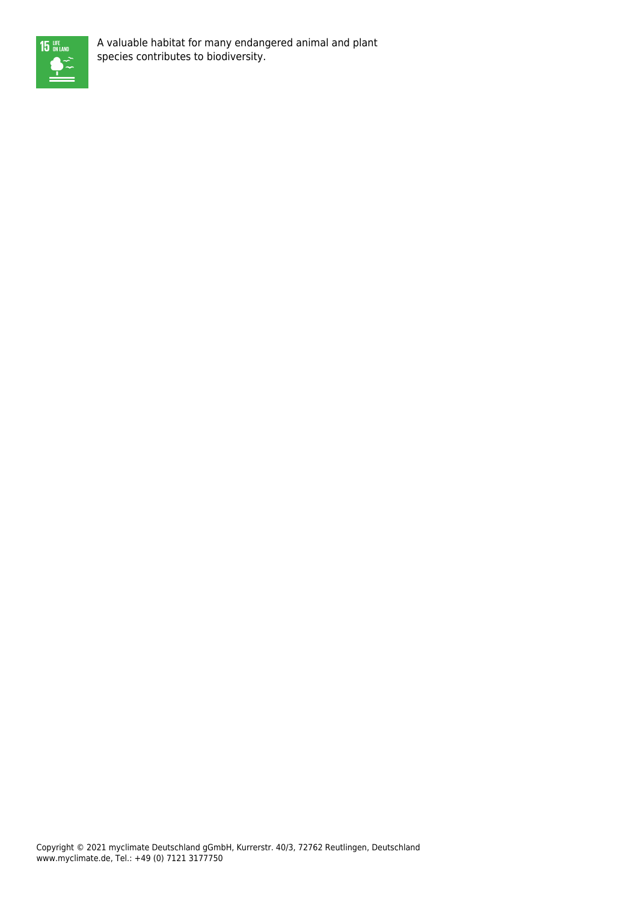A valuable habitat for many endangered animal and plant species contributes to biodiversity.